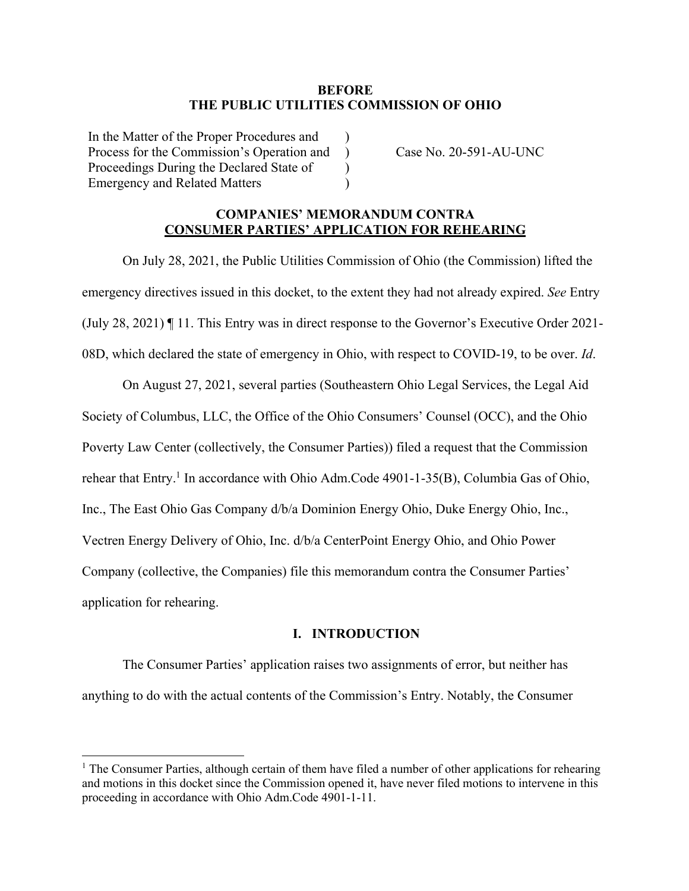**BEFORE**
**THE PUBLIC UTILITIES COMMISSION OF OHIO**

| | | |
|---|---|---|
| In the Matter of the Proper Procedures and Process for the Commission's Operation and Proceedings During the Declared State of Emergency and Related Matters | ) ) ) ) | Case No. 20-591-AU-UNC |

**COMPANIES' MEMORANDUM CONTRA**
**<u>CONSUMER PARTIES' APPLICATION FOR REHEARING</u>**

On July 28, 2021, the Public Utilities Commission of Ohio (the Commission) lifted the emergency directives issued in this docket, to the extent they had not already expired. *See* Entry (July 28, 2021) ¶ 11. This Entry was in direct response to the Governor's Executive Order 2021-08D, which declared the state of emergency in Ohio, with respect to COVID-19, to be over. *Id*.

On August 27, 2021, several parties (Southeastern Ohio Legal Services, the Legal Aid Society of Columbus, LLC, the Office of the Ohio Consumers' Counsel (OCC), and the Ohio Poverty Law Center (collectively, the Consumer Parties)) filed a request that the Commission rehear that Entry.[1] In accordance with Ohio Adm.Code 4901-1-35(B), Columbia Gas of Ohio, Inc., The East Ohio Gas Company d/b/a Dominion Energy Ohio, Duke Energy Ohio, Inc., Vectren Energy Delivery of Ohio, Inc. d/b/a CenterPoint Energy Ohio, and Ohio Power Company (collective, the Companies) file this memorandum contra the Consumer Parties' application for rehearing.

## I. INTRODUCTION

The Consumer Parties' application raises two assignments of error, but neither has anything to do with the actual contents of the Commission's Entry. Notably, the Consumer

[1] The Consumer Parties, although certain of them have filed a number of other applications for rehearing and motions in this docket since the Commission opened it, have never filed motions to intervene in this proceeding in accordance with Ohio Adm.Code 4901-1-11.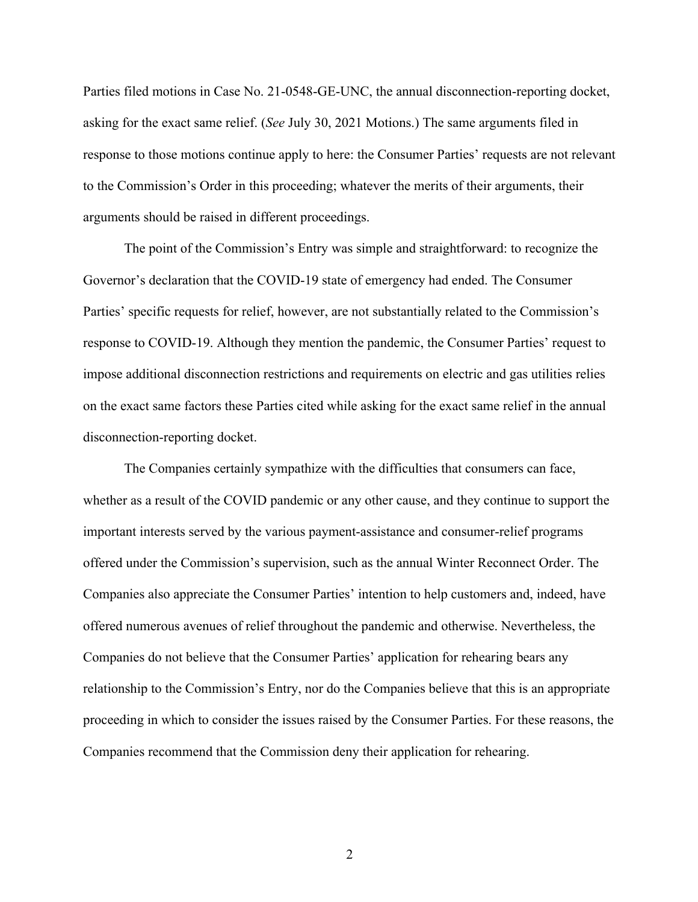Parties filed motions in Case No. 21-0548-GE-UNC, the annual disconnection-reporting docket, asking for the exact same relief. (*See* July 30, 2021 Motions.) The same arguments filed in response to those motions continue apply to here: the Consumer Parties' requests are not relevant to the Commission's Order in this proceeding; whatever the merits of their arguments, their arguments should be raised in different proceedings.

The point of the Commission's Entry was simple and straightforward: to recognize the Governor's declaration that the COVID-19 state of emergency had ended. The Consumer Parties' specific requests for relief, however, are not substantially related to the Commission's response to COVID-19. Although they mention the pandemic, the Consumer Parties' request to impose additional disconnection restrictions and requirements on electric and gas utilities relies on the exact same factors these Parties cited while asking for the exact same relief in the annual disconnection-reporting docket.

The Companies certainly sympathize with the difficulties that consumers can face, whether as a result of the COVID pandemic or any other cause, and they continue to support the important interests served by the various payment-assistance and consumer-relief programs offered under the Commission's supervision, such as the annual Winter Reconnect Order. The Companies also appreciate the Consumer Parties' intention to help customers and, indeed, have offered numerous avenues of relief throughout the pandemic and otherwise. Nevertheless, the Companies do not believe that the Consumer Parties' application for rehearing bears any relationship to the Commission's Entry, nor do the Companies believe that this is an appropriate proceeding in which to consider the issues raised by the Consumer Parties. For these reasons, the Companies recommend that the Commission deny their application for rehearing.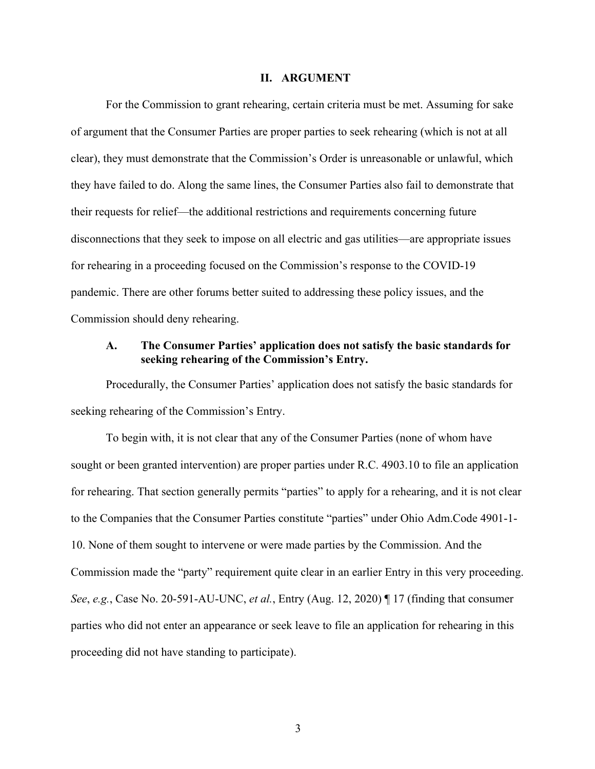## II. ARGUMENT

For the Commission to grant rehearing, certain criteria must be met. Assuming for sake of argument that the Consumer Parties are proper parties to seek rehearing (which is not at all clear), they must demonstrate that the Commission's Order is unreasonable or unlawful, which they have failed to do. Along the same lines, the Consumer Parties also fail to demonstrate that their requests for relief—the additional restrictions and requirements concerning future disconnections that they seek to impose on all electric and gas utilities—are appropriate issues for rehearing in a proceeding focused on the Commission's response to the COVID-19 pandemic. There are other forums better suited to addressing these policy issues, and the Commission should deny rehearing.

### A. The Consumer Parties' application does not satisfy the basic standards for seeking rehearing of the Commission's Entry.

Procedurally, the Consumer Parties' application does not satisfy the basic standards for seeking rehearing of the Commission's Entry.

To begin with, it is not clear that any of the Consumer Parties (none of whom have sought or been granted intervention) are proper parties under R.C. 4903.10 to file an application for rehearing. That section generally permits "parties" to apply for a rehearing, and it is not clear to the Companies that the Consumer Parties constitute "parties" under Ohio Adm.Code 4901-1-10. None of them sought to intervene or were made parties by the Commission. And the Commission made the "party" requirement quite clear in an earlier Entry in this very proceeding. *See*, *e.g.*, Case No. 20-591-AU-UNC, *et al.*, Entry (Aug. 12, 2020) ¶ 17 (finding that consumer parties who did not enter an appearance or seek leave to file an application for rehearing in this proceeding did not have standing to participate).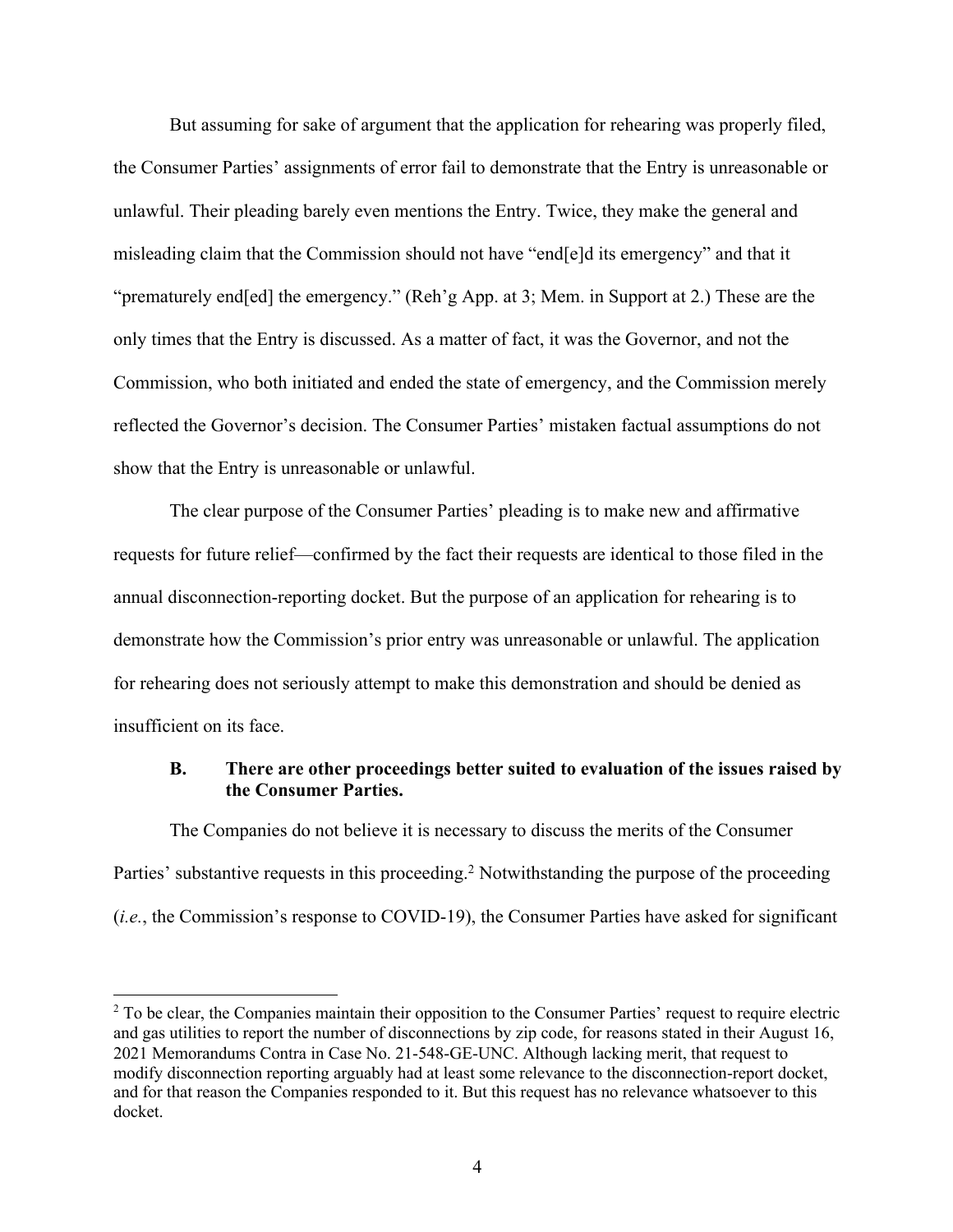But assuming for sake of argument that the application for rehearing was properly filed, the Consumer Parties' assignments of error fail to demonstrate that the Entry is unreasonable or unlawful. Their pleading barely even mentions the Entry. Twice, they make the general and misleading claim that the Commission should not have "end[e]d its emergency" and that it "prematurely end[ed] the emergency." (Reh'g App. at 3; Mem. in Support at 2.) These are the only times that the Entry is discussed. As a matter of fact, it was the Governor, and not the Commission, who both initiated and ended the state of emergency, and the Commission merely reflected the Governor's decision. The Consumer Parties' mistaken factual assumptions do not show that the Entry is unreasonable or unlawful.

The clear purpose of the Consumer Parties' pleading is to make new and affirmative requests for future relief—confirmed by the fact their requests are identical to those filed in the annual disconnection-reporting docket. But the purpose of an application for rehearing is to demonstrate how the Commission's prior entry was unreasonable or unlawful. The application for rehearing does not seriously attempt to make this demonstration and should be denied as insufficient on its face.

### B. There are other proceedings better suited to evaluation of the issues raised by the Consumer Parties.

The Companies do not believe it is necessary to discuss the merits of the Consumer Parties' substantive requests in this proceeding.[2] Notwithstanding the purpose of the proceeding (*i.e.*, the Commission's response to COVID-19), the Consumer Parties have asked for significant

---

[2] To be clear, the Companies maintain their opposition to the Consumer Parties' request to require electric and gas utilities to report the number of disconnections by zip code, for reasons stated in their August 16, 2021 Memorandums Contra in Case No. 21-548-GE-UNC. Although lacking merit, that request to modify disconnection reporting arguably had at least some relevance to the disconnection-report docket, and for that reason the Companies responded to it. But this request has no relevance whatsoever to this docket.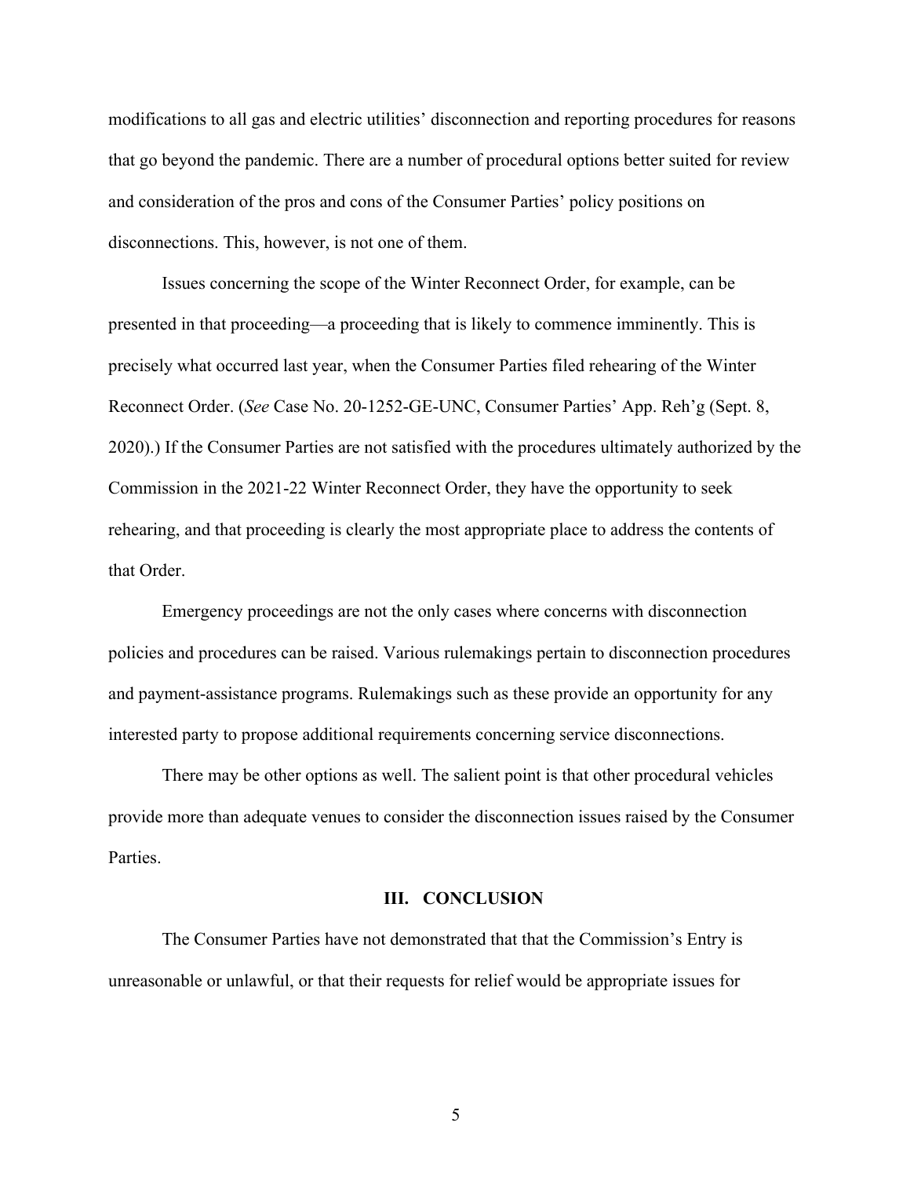modifications to all gas and electric utilities' disconnection and reporting procedures for reasons that go beyond the pandemic. There are a number of procedural options better suited for review and consideration of the pros and cons of the Consumer Parties' policy positions on disconnections. This, however, is not one of them.

Issues concerning the scope of the Winter Reconnect Order, for example, can be presented in that proceeding—a proceeding that is likely to commence imminently. This is precisely what occurred last year, when the Consumer Parties filed rehearing of the Winter Reconnect Order. (*See* Case No. 20-1252-GE-UNC, Consumer Parties' App. Reh'g (Sept. 8, 2020).) If the Consumer Parties are not satisfied with the procedures ultimately authorized by the Commission in the 2021-22 Winter Reconnect Order, they have the opportunity to seek rehearing, and that proceeding is clearly the most appropriate place to address the contents of that Order.

Emergency proceedings are not the only cases where concerns with disconnection policies and procedures can be raised. Various rulemakings pertain to disconnection procedures and payment-assistance programs. Rulemakings such as these provide an opportunity for any interested party to propose additional requirements concerning service disconnections.

There may be other options as well. The salient point is that other procedural vehicles provide more than adequate venues to consider the disconnection issues raised by the Consumer Parties.

## III. CONCLUSION

The Consumer Parties have not demonstrated that that the Commission's Entry is unreasonable or unlawful, or that their requests for relief would be appropriate issues for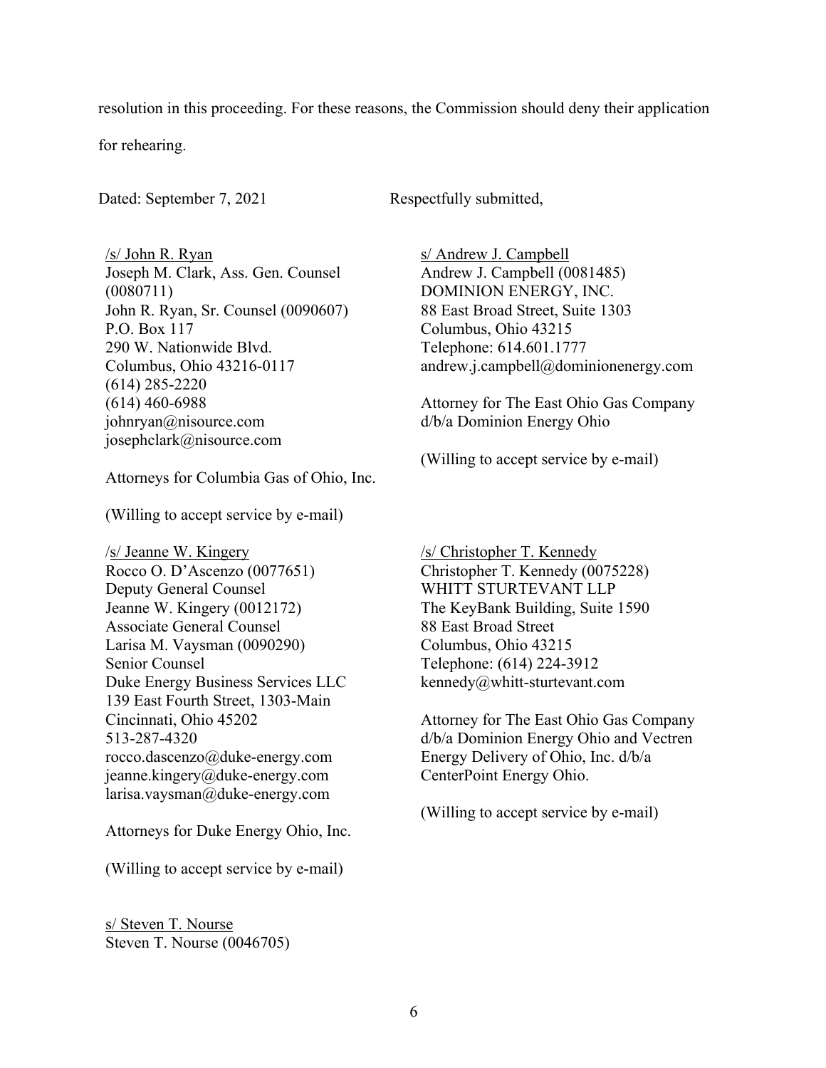resolution in this proceeding. For these reasons, the Commission should deny their application for rehearing.

Dated: September 7, 2021

Respectfully submitted,

/s/ John R. Ryan
Joseph M. Clark, Ass. Gen. Counsel (0080711)
John R. Ryan, Sr. Counsel (0090607)
P.O. Box 117
290 W. Nationwide Blvd.
Columbus, Ohio 43216-0117
(614) 285-2220
(614) 460-6988
johnryan@nisource.com
josephclark@nisource.com

Attorneys for Columbia Gas of Ohio, Inc.

(Willing to accept service by e-mail)

s/ Andrew J. Campbell
Andrew J. Campbell (0081485)
DOMINION ENERGY, INC.
88 East Broad Street, Suite 1303
Columbus, Ohio 43215
Telephone: 614.601.1777
andrew.j.campbell@dominionenergy.com

Attorney for The East Ohio Gas Company d/b/a Dominion Energy Ohio

(Willing to accept service by e-mail)

/s/ Jeanne W. Kingery
Rocco O. D'Ascenzo (0077651)
Deputy General Counsel
Jeanne W. Kingery (0012172)
Associate General Counsel
Larisa M. Vaysman (0090290)
Senior Counsel
Duke Energy Business Services LLC
139 East Fourth Street, 1303-Main
Cincinnati, Ohio 45202
513-287-4320
rocco.dascenzo@duke-energy.com
jeanne.kingery@duke-energy.com
larisa.vaysman@duke-energy.com

Attorneys for Duke Energy Ohio, Inc.

(Willing to accept service by e-mail)

/s/ Christopher T. Kennedy
Christopher T. Kennedy (0075228)
WHITT STURTEVANT LLP
The KeyBank Building, Suite 1590
88 East Broad Street
Columbus, Ohio 43215
Telephone: (614) 224-3912
kennedy@whitt-sturtevant.com

Attorney for The East Ohio Gas Company d/b/a Dominion Energy Ohio and Vectren Energy Delivery of Ohio, Inc. d/b/a CenterPoint Energy Ohio.

(Willing to accept service by e-mail)

s/ Steven T. Nourse
Steven T. Nourse (0046705)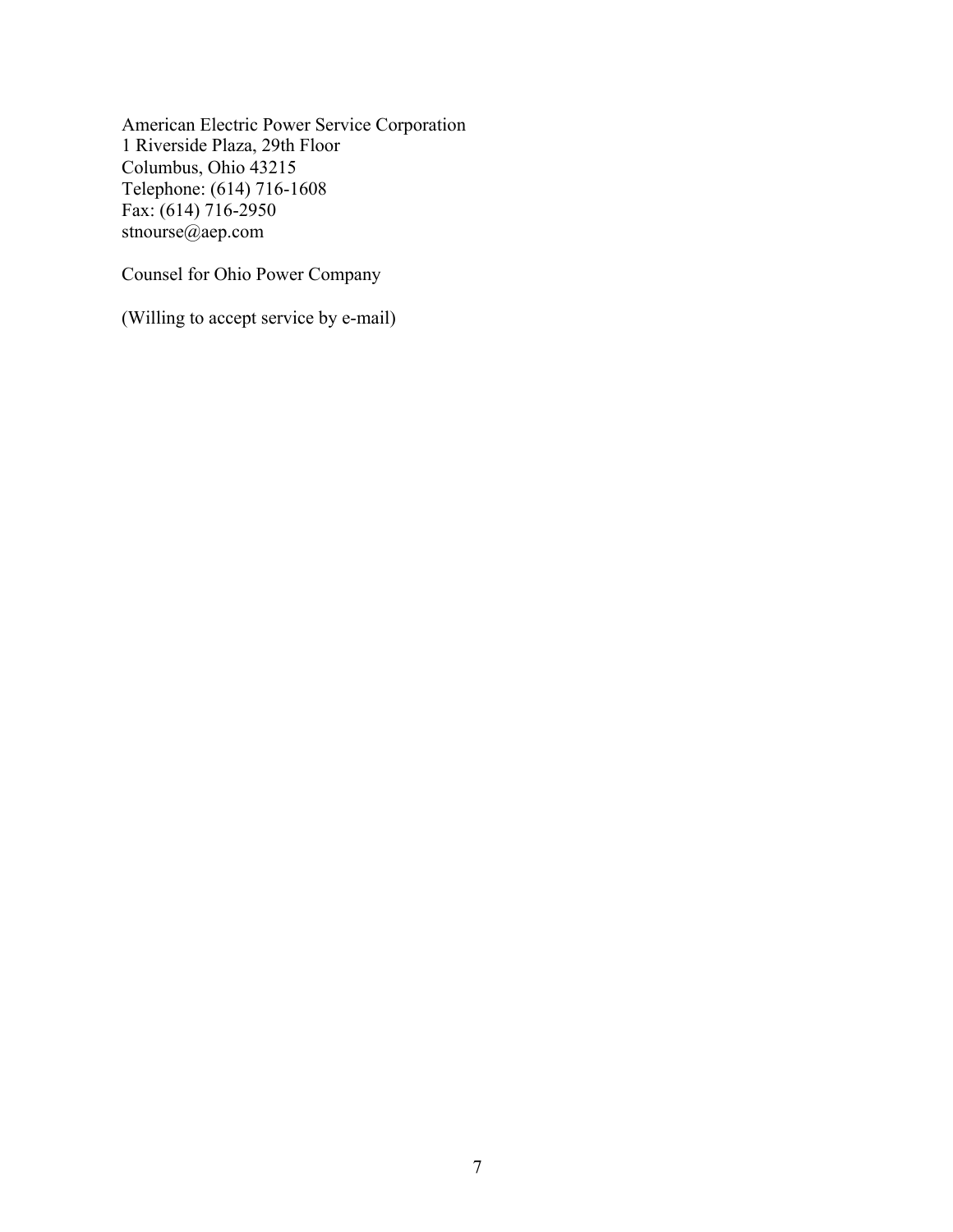American Electric Power Service Corporation  
1 Riverside Plaza, 29th Floor  
Columbus, Ohio 43215  
Telephone: (614) 716-1608  
Fax: (614) 716-2950  
stnourse@aep.com

Counsel for Ohio Power Company

(Willing to accept service by e-mail)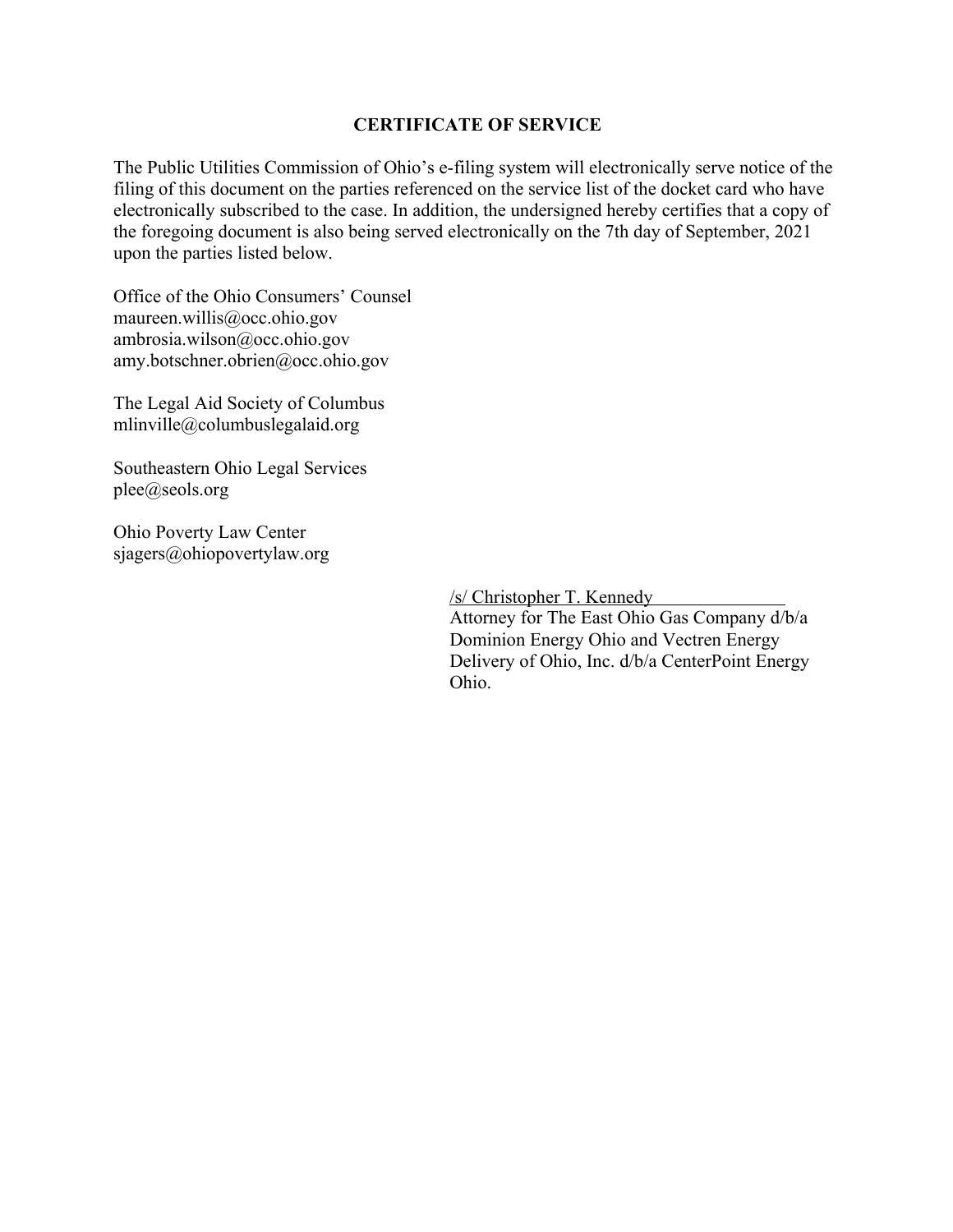## CERTIFICATE OF SERVICE

The Public Utilities Commission of Ohio's e-filing system will electronically serve notice of the filing of this document on the parties referenced on the service list of the docket card who have electronically subscribed to the case. In addition, the undersigned hereby certifies that a copy of the foregoing document is also being served electronically on the 7th day of September, 2021 upon the parties listed below.

Office of the Ohio Consumers' Counsel
maureen.willis@occ.ohio.gov
ambrosia.wilson@occ.ohio.gov
amy.botschner.obrien@occ.ohio.gov

The Legal Aid Society of Columbus
mlinville@columbuslegalaid.org

Southeastern Ohio Legal Services
plee@seols.org

Ohio Poverty Law Center
sjagers@ohiopovertylaw.org

/s/ Christopher T. Kennedy
Attorney for The East Ohio Gas Company d/b/a Dominion Energy Ohio and Vectren Energy Delivery of Ohio, Inc. d/b/a CenterPoint Energy Ohio.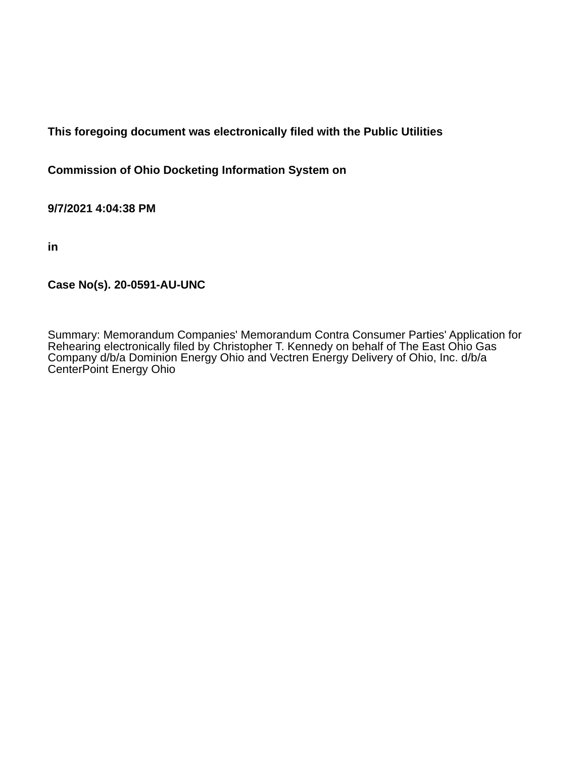**This foregoing document was electronically filed with the Public Utilities**

**Commission of Ohio Docketing Information System on**

**9/7/2021 4:04:38 PM**

**in**

**Case No(s). 20-0591-AU-UNC**

Summary: Memorandum Companies' Memorandum Contra Consumer Parties' Application for Rehearing electronically filed by Christopher T. Kennedy on behalf of The East Ohio Gas Company d/b/a Dominion Energy Ohio and Vectren Energy Delivery of Ohio, Inc. d/b/a CenterPoint Energy Ohio